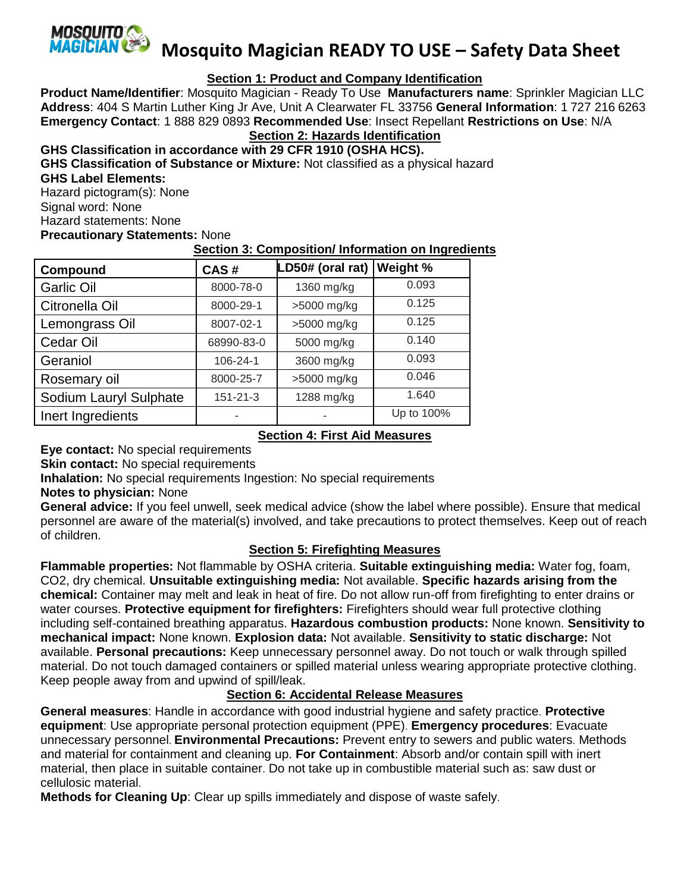# Mosquito Magician READY TO USE – Safety Data Sheet

## Section 1: Product and Company Identification

**Product Name/Identifier**: Mosquito Magician - Ready To Use **Manufacturers name**: Sprinkler Magician LLC **Address**: 404 S Martin Luther King Jr Ave, Unit A Clearwater FL 33756 **General Information**: 1 727 216 6263 **Emergency Contact**: 1 888 829 0893 **Recommended Use**: Insect Repellant **Restrictions on Use**: N/A

## Section 2: Hazards Identification

**GHS Classification in accordance with 29 CFR 1910 (OSHA HCS).**

**GHS Classification of Substance or Mixture:** Not classified as a physical hazard

**GHS Label Elements:**

Hazard pictogram(s): None

Signal word: None

Hazard statements: None

**Precautionary Statements:** None

## Section 3: Composition/ Information on Ingredients

| Compound | CAS # | LD50# (oral rat) | Weight % |
|---|---|---|---|
| Garlic Oil | 8000-78-0 | 1360 mg/kg | 0.093 |
| Citronella Oil | 8000-29-1 | >5000 mg/kg | 0.125 |
| Lemongrass Oil | 8007-02-1 | >5000 mg/kg | 0.125 |
| Cedar Oil | 68990-83-0 | 5000 mg/kg | 0.140 |
| Geraniol | 106-24-1 | 3600 mg/kg | 0.093 |
| Rosemary oil | 8000-25-7 | >5000 mg/kg | 0.046 |
| Sodium Lauryl Sulphate | 151-21-3 | 1288 mg/kg | 1.640 |
| Inert Ingredients | - | - | Up to 100% |

## Section 4: First Aid Measures

**Eye contact:** No special requirements

**Skin contact:** No special requirements

**Inhalation:** No special requirements Ingestion: No special requirements

**Notes to physician:** None

**General advice:** If you feel unwell, seek medical advice (show the label where possible). Ensure that medical personnel are aware of the material(s) involved, and take precautions to protect themselves. Keep out of reach of children.

## Section 5: Firefighting Measures

**Flammable properties:** Not flammable by OSHA criteria. **Suitable extinguishing media:** Water fog, foam, $CO_2$, dry chemical. **Unsuitable extinguishing media:** Not available. **Specific hazards arising from the chemical:** Container may melt and leak in heat of fire. Do not allow run-off from firefighting to enter drains or water courses. **Protective equipment for firefighters:** Firefighters should wear full protective clothing including self-contained breathing apparatus. **Hazardous combustion products:** None known. **Sensitivity to mechanical impact:** None known. **Explosion data:** Not available. **Sensitivity to static discharge:** Not available. **Personal precautions:** Keep unnecessary personnel away. Do not touch or walk through spilled material. Do not touch damaged containers or spilled material unless wearing appropriate protective clothing. Keep people away from and upwind of spill/leak.

## Section 6: Accidental Release Measures

**General measures**: Handle in accordance with good industrial hygiene and safety practice. **Protective equipment**: Use appropriate personal protection equipment (PPE). **Emergency procedures**: Evacuate unnecessary personnel. **Environmental Precautions:** Prevent entry to sewers and public waters. Methods and material for containment and cleaning up. **For Containment**: Absorb and/or contain spill with inert material, then place in suitable container. Do not take up in combustible material such as: saw dust or cellulosic material.

**Methods for Cleaning Up**: Clear up spills immediately and dispose of waste safely.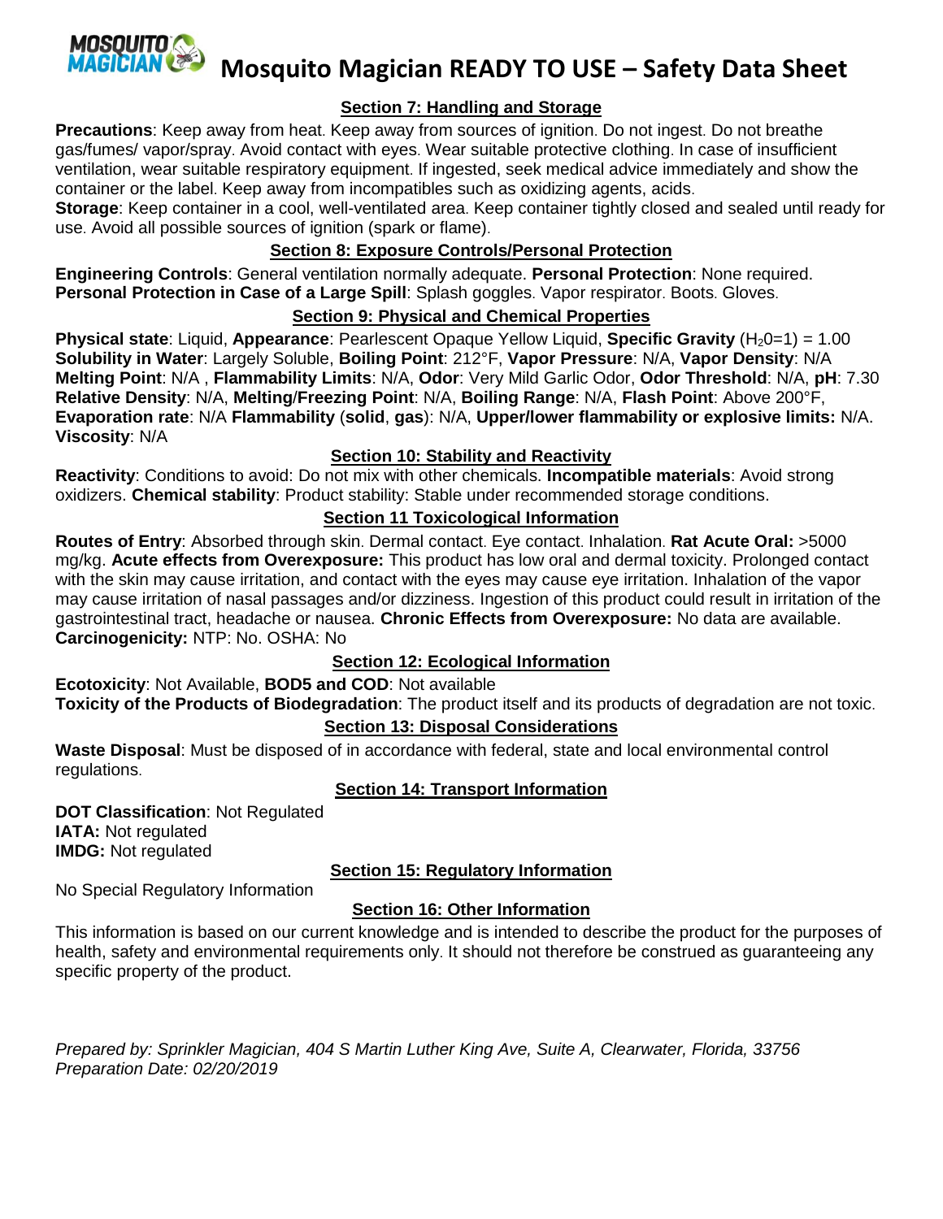# Mosquito Magician READY TO USE – Safety Data Sheet

## Section 7: Handling and Storage

**Precautions**: Keep away from heat. Keep away from sources of ignition. Do not ingest. Do not breathe gas/fumes/ vapor/spray. Avoid contact with eyes. Wear suitable protective clothing. In case of insufficient ventilation, wear suitable respiratory equipment. If ingested, seek medical advice immediately and show the container or the label. Keep away from incompatibles such as oxidizing agents, acids.

**Storage**: Keep container in a cool, well-ventilated area. Keep container tightly closed and sealed until ready for use. Avoid all possible sources of ignition (spark or flame).

## Section 8: Exposure Controls/Personal Protection

**Engineering Controls**: General ventilation normally adequate. **Personal Protection**: None required. **Personal Protection in Case of a Large Spill**: Splash goggles. Vapor respirator. Boots. Gloves.

## Section 9: Physical and Chemical Properties

**Physical state**: Liquid, **Appearance**: Pearlescent Opaque Yellow Liquid, **Specific Gravity** ($H_20$=1) = 1.00 **Solubility in Water**: Largely Soluble, **Boiling Point**: 212°F, **Vapor Pressure**: N/A, **Vapor Density**: N/A **Melting Point**: N/A , **Flammability Limits**: N/A, **Odor**: Very Mild Garlic Odor, **Odor Threshold**: N/A, **pH**: 7.30 **Relative Density**: N/A, **Melting**/**Freezing Point**: N/A, **Boiling Range**: N/A, **Flash Point**: Above 200°F, **Evaporation rate**: N/A **Flammability** (**solid**, **gas**): N/A, **Upper/lower flammability or explosive limits:** N/A. **Viscosity**: N/A

## Section 10: Stability and Reactivity

**Reactivity**: Conditions to avoid: Do not mix with other chemicals. **Incompatible materials**: Avoid strong oxidizers. **Chemical stability**: Product stability: Stable under recommended storage conditions.

## Section 11 Toxicological Information

**Routes of Entry**: Absorbed through skin. Dermal contact. Eye contact. Inhalation. **Rat Acute Oral:** >5000 mg/kg. **Acute effects from Overexposure:** This product has low oral and dermal toxicity. Prolonged contact with the skin may cause irritation, and contact with the eyes may cause eye irritation. Inhalation of the vapor may cause irritation of nasal passages and/or dizziness. Ingestion of this product could result in irritation of the gastrointestinal tract, headache or nausea. **Chronic Effects from Overexposure:** No data are available. **Carcinogenicity:** NTP: No. OSHA: No

## Section 12: Ecological Information

**Ecotoxicity**: Not Available, **BOD5 and COD**: Not available

**Toxicity of the Products of Biodegradation**: The product itself and its products of degradation are not toxic.

## Section 13: Disposal Considerations

**Waste Disposal**: Must be disposed of in accordance with federal, state and local environmental control regulations.

## Section 14: Transport Information

**DOT Classification**: Not Regulated
**IATA:** Not regulated
**IMDG:** Not regulated

## Section 15: Regulatory Information

No Special Regulatory Information

## Section 16: Other Information

This information is based on our current knowledge and is intended to describe the product for the purposes of health, safety and environmental requirements only. It should not therefore be construed as guaranteeing any specific property of the product.

*Prepared by: Sprinkler Magician, 404 S Martin Luther King Ave, Suite A, Clearwater, Florida, 33756*
*Preparation Date: 02/20/2019*